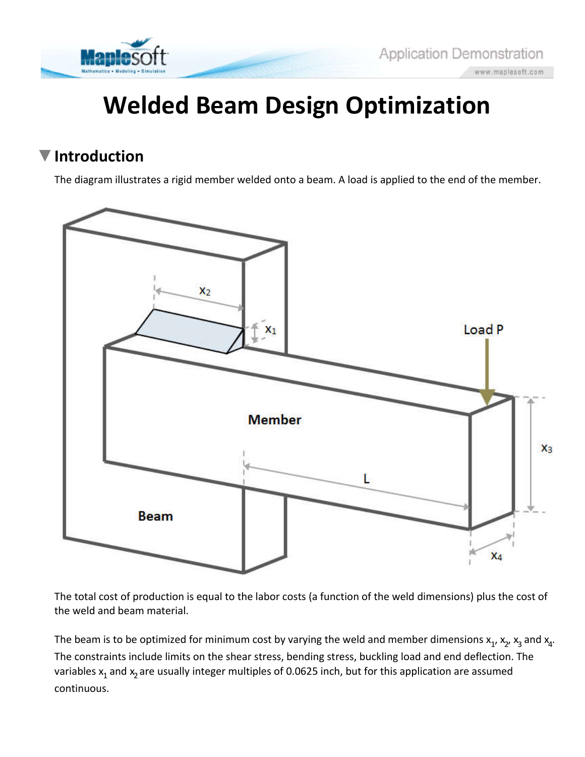# Welded Beam Design Optimization

## Introduction

The diagram illustrates a rigid member welded onto a beam. A load is applied to the end of the member.

The total cost of production is equal to the labor costs (a function of the weld dimensions) plus the cost of the weld and beam material.

The beam is to be optimized for minimum cost by varying the weld and member dimensions $x_1$, $x_2$, $x_3$ and $x_4$. The constraints include limits on the shear stress, bending stress, buckling load and end deflection. The variables $x_1$ and $x_2$ are usually integer multiples of 0.0625 inch, but for this application are assumed continuous.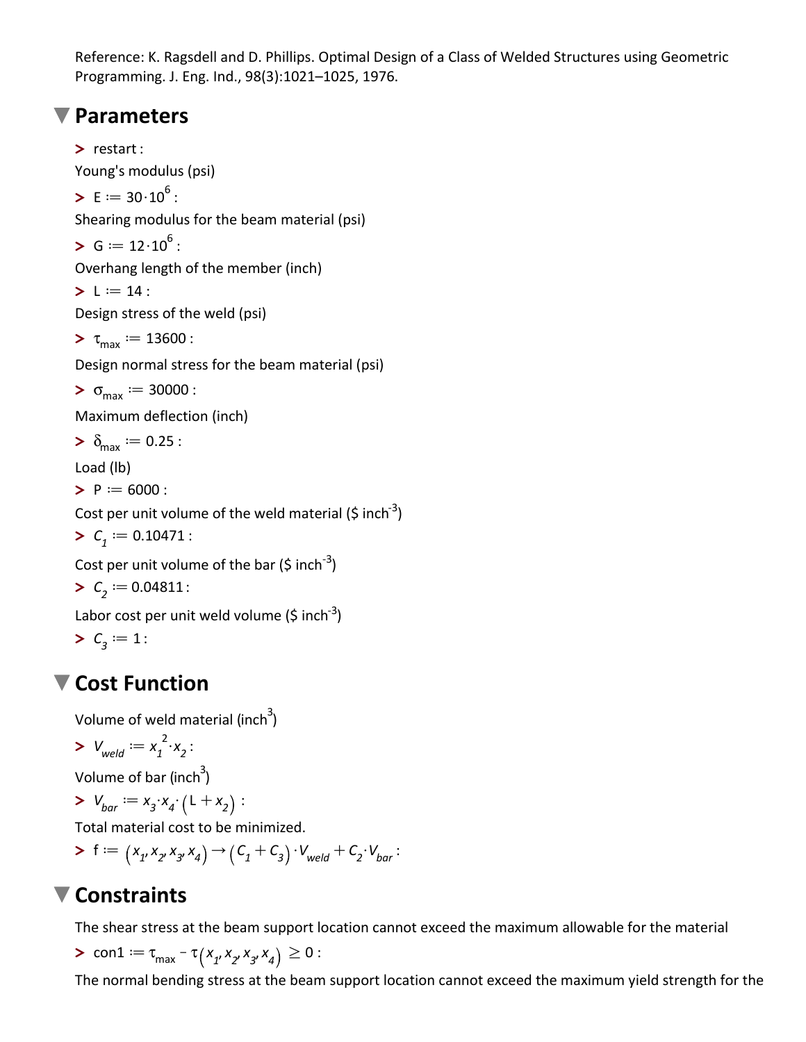Reference: K. Ragsdell and D. Phillips. Optimal Design of a Class of Welded Structures using Geometric Programming. J. Eng. Ind., 98(3):1021–1025, 1976.

## Parameters

```
> restart :
```

Young's modulus (psi)

> $E := 30 \cdot 10^6$ :

Shearing modulus for the beam material (psi)

> $G := 12 \cdot 10^6$ :

Overhang length of the member (inch)

> $L := 14$ :

Design stress of the weld (psi)

> $\tau_{max} := 13600$ :

Design normal stress for the beam material (psi)

> $\sigma_{max} := 30000$ :

Maximum deflection (inch)

> $\delta_{max} := 0.25$ :

Load (lb)

> $P := 6000$ :

Cost per unit volume of the weld material ($ inch$^{-3}$)

> $C_1 := 0.10471$ :

Cost per unit volume of the bar ($ inch$^{-3}$)

> $C_2 := 0.04811$ :

Labor cost per unit weld volume ($ inch$^{-3}$)

> $C_3 := 1$ :

## Cost Function

Volume of weld material (inch$^3$)

> $V_{weld} := x_1^2 \cdot x_2$ :

Volume of bar (inch$^3$)

> $V_{bar} := x_3 \cdot x_4 \cdot (L + x_2)$ :

Total material cost to be minimized.

> $f := (x_1, x_2, x_3, x_4) \rightarrow (C_1 + C_3) \cdot V_{weld} + C_2 \cdot V_{bar}$ :

## Constraints

The shear stress at the beam support location cannot exceed the maximum allowable for the material

> $\text{con1} := \tau_{max} - \tau(x_1, x_2, x_3, x_4) \geq 0$ :

The normal bending stress at the beam support location cannot exceed the maximum yield strength for the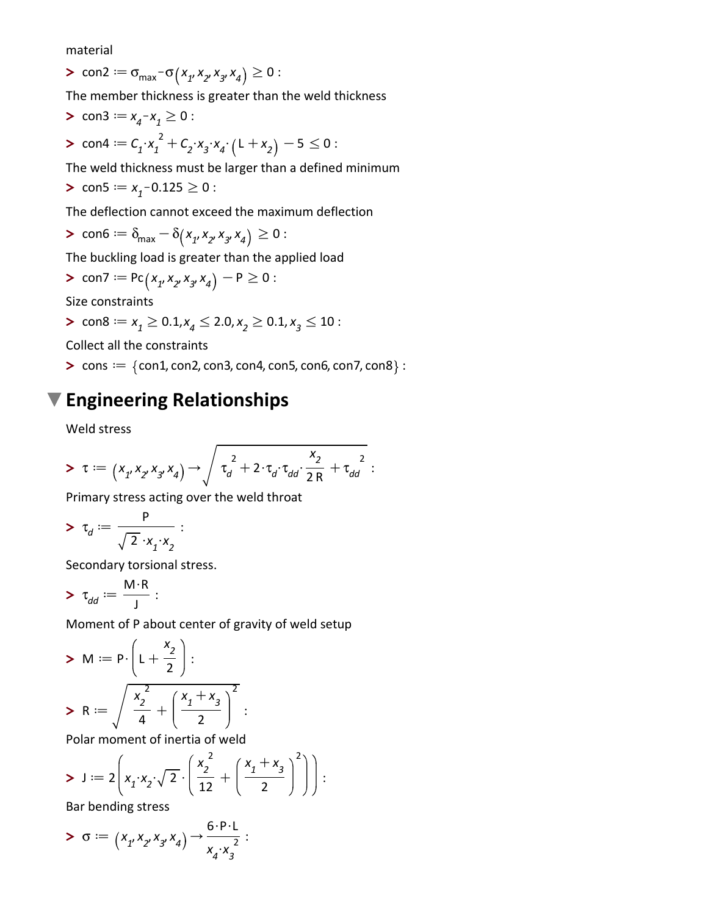material

$$> \ \text{con2} := \sigma_{\max} - \sigma(x_1, x_2, x_3, x_4) \geq 0 :$$

The member thickness is greater than the weld thickness

$$> \ \text{con3} := x_4 - x_1 \geq 0 :$$

$$> \ \text{con4} := C_1 \cdot x_1^2 + C_2 \cdot x_3 \cdot x_4 \cdot (\text{L} + x_2) - 5 \leq 0 :$$

The weld thickness must be larger than a defined minimum

$$> \ \text{con5} := x_1 - 0.125 \geq 0 :$$

The deflection cannot exceed the maximum deflection

$$> \ \text{con6} := \delta_{\max} - \delta(x_1, x_2, x_3, x_4) \geq 0 :$$

The buckling load is greater than the applied load

$$> \ \text{con7} := \text{Pc}(x_1, x_2, x_3, x_4) - \text{P} \geq 0 :$$

Size constraints

$$> \ \text{con8} := x_1 \geq 0.1, x_4 \leq 2.0, x_2 \geq 0.1, x_3 \leq 10 :$$

Collect all the constraints

$$> \ \text{cons} := \{\text{con1}, \text{con2}, \text{con3}, \text{con4}, \text{con5}, \text{con6}, \text{con7}, \text{con8}\} :$$

# Engineering Relationships

Weld stress

$$> \ \tau := (x_1, x_2, x_3, x_4) \rightarrow \sqrt{\tau_d^2 + 2 \cdot \tau_d \cdot \tau_{dd} \cdot \frac{x_2}{2\,\text{R}} + \tau_{dd}^2} :$$

Primary stress acting over the weld throat

$$> \ \tau_d := \frac{\text{P}}{\sqrt{2} \cdot x_1 \cdot x_2} :$$

Secondary torsional stress.

$$> \ \tau_{dd} := \frac{\text{M} \cdot \text{R}}{\text{J}} :$$

Moment of P about center of gravity of weld setup

$$> \ \text{M} := \text{P} \cdot \left(\text{L} + \frac{x_2}{2}\right) :$$

$$> \ \text{R} := \sqrt{\frac{x_2^2}{4} + \left(\frac{x_1 + x_3}{2}\right)^2} :$$

Polar moment of inertia of weld

$$> \ \text{J} := 2\left(x_1 \cdot x_2 \cdot \sqrt{2} \cdot \left(\frac{x_2^2}{12} + \left(\frac{x_1 + x_3}{2}\right)^2\right)\right) :$$

Bar bending stress

$$> \ \sigma := (x_1, x_2, x_3, x_4) \rightarrow \frac{6 \cdot \text{P} \cdot \text{L}}{x_4 \cdot x_3^2} :$$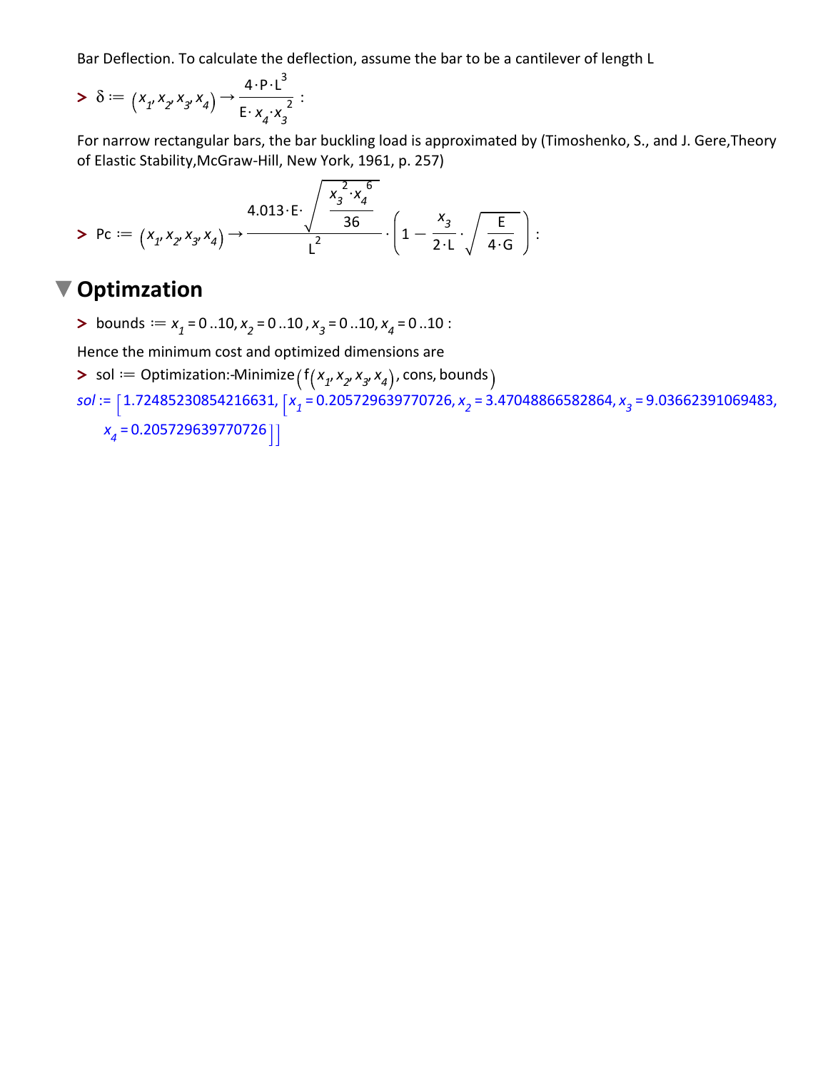Bar Deflection. To calculate the deflection, assume the bar to be a cantilever of length L

$$> \delta := (x_1, x_2, x_3, x_4) \rightarrow \frac{4 \cdot P \cdot L^3}{E \cdot x_4 \cdot x_3^2} :$$

For narrow rectangular bars, the bar buckling load is approximated by (Timoshenko, S., and J. Gere,Theory of Elastic Stability,McGraw-Hill, New York, 1961, p. 257)

$$> Pc := (x_1, x_2, x_3, x_4) \rightarrow \frac{4.013 \cdot E \cdot \sqrt{\frac{x_3^2 \cdot x_4^6}{36}}}{L^2} \cdot \left(1 - \frac{x_3}{2 \cdot L} \cdot \sqrt{\frac{E}{4 \cdot G}}\right) :$$

## Optimzation

$> \text{bounds} := x_1 = 0\,..10, x_2 = 0\,..10\,, x_3 = 0\,..10, x_4 = 0\,..10 :$

Hence the minimum cost and optimized dimensions are

$> \text{sol} := \text{Optimization:-Minimize}\left(f(x_1, x_2, x_3, x_4), \text{cons}, \text{bounds}\right)$

$sol := [1.72485230854216631, [x_1 = 0.205729639770726, x_2 = 3.47048866582864, x_3 = 9.03662391069483, x_4 = 0.205729639770726]]$